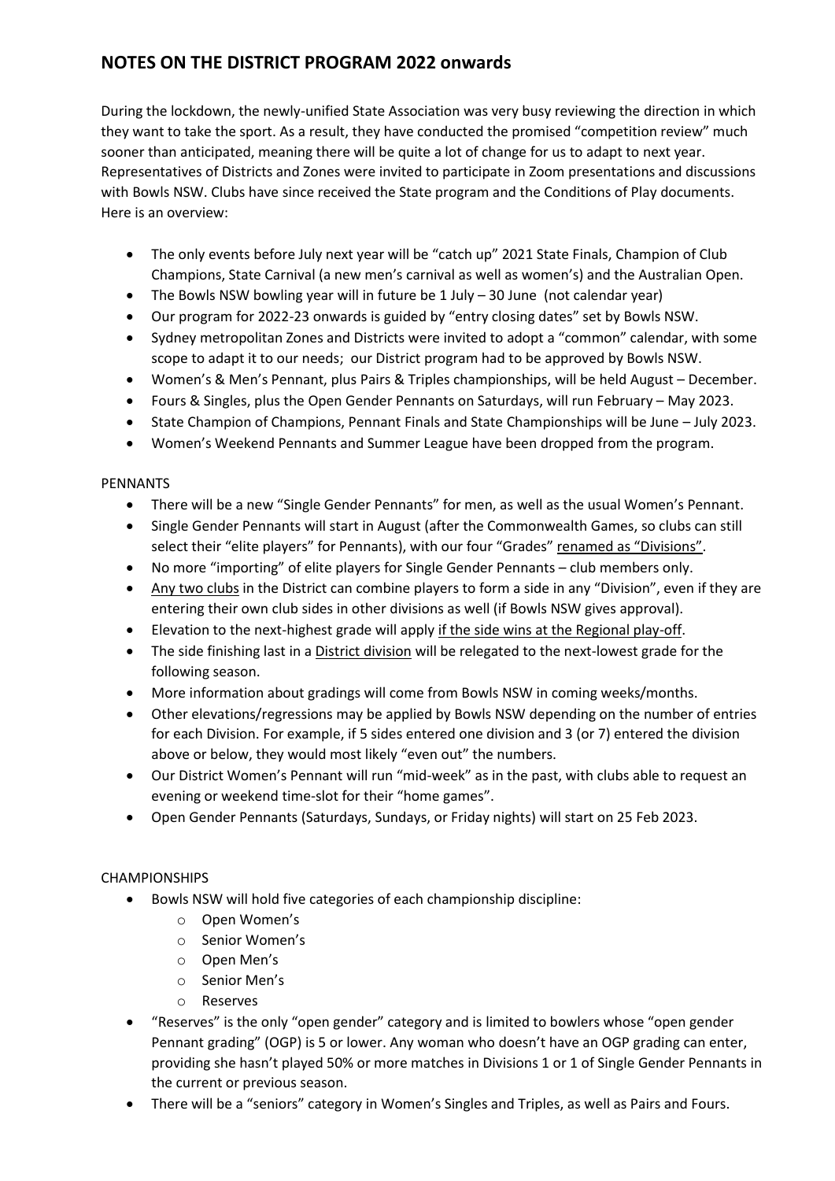## NOTES ON THE DISTRICT PROGRAM 2022 onwards

During the lockdown, the newly-unified State Association was very busy reviewing the direction in which they want to take the sport. As a result, they have conducted the promised "competition review" much sooner than anticipated, meaning there will be quite a lot of change for us to adapt to next year. Representatives of Districts and Zones were invited to participate in Zoom presentations and discussions with Bowls NSW. Clubs have since received the State program and the Conditions of Play documents. Here is an overview:

- The only events before July next year will be "catch up" 2021 State Finals, Champion of Club Champions, State Carnival (a new men's carnival as well as women's) and the Australian Open.
- The Bowls NSW bowling year will in future be 1 July – 30 June (not calendar year)
- Our program for 2022-23 onwards is guided by "entry closing dates" set by Bowls NSW.
- Sydney metropolitan Zones and Districts were invited to adopt a "common" calendar, with some scope to adapt it to our needs; our District program had to be approved by Bowls NSW.
- Women's & Men's Pennant, plus Pairs & Triples championships, will be held August – December.
- Fours & Singles, plus the Open Gender Pennants on Saturdays, will run February – May 2023.
- State Champion of Champions, Pennant Finals and State Championships will be June – July 2023.
- Women's Weekend Pennants and Summer League have been dropped from the program.

PENNANTS

- There will be a new "Single Gender Pennants" for men, as well as the usual Women's Pennant.
- Single Gender Pennants will start in August (after the Commonwealth Games, so clubs can still select their "elite players" for Pennants), with our four "Grades" <u>renamed as "Divisions"</u>.
- No more "importing" of elite players for Single Gender Pennants – club members only.
- <u>Any two clubs</u> in the District can combine players to form a side in any "Division", even if they are entering their own club sides in other divisions as well (if Bowls NSW gives approval).
- Elevation to the next-highest grade will apply <u>if the side wins at the Regional play-off</u>.
- The side finishing last in a <u>District division</u> will be relegated to the next-lowest grade for the following season.
- More information about gradings will come from Bowls NSW in coming weeks/months.
- Other elevations/regressions may be applied by Bowls NSW depending on the number of entries for each Division. For example, if 5 sides entered one division and 3 (or 7) entered the division above or below, they would most likely "even out" the numbers.
- Our District Women's Pennant will run "mid-week" as in the past, with clubs able to request an evening or weekend time-slot for their "home games".
- Open Gender Pennants (Saturdays, Sundays, or Friday nights) will start on 25 Feb 2023.

CHAMPIONSHIPS

- Bowls NSW will hold five categories of each championship discipline:
  - Open Women's
  - Senior Women's
  - Open Men's
  - Senior Men's
  - Reserves
- "Reserves" is the only "open gender" category and is limited to bowlers whose "open gender Pennant grading" (OGP) is 5 or lower. Any woman who doesn't have an OGP grading can enter, providing she hasn't played 50% or more matches in Divisions 1 or 1 of Single Gender Pennants in the current or previous season.
- There will be a "seniors" category in Women's Singles and Triples, as well as Pairs and Fours.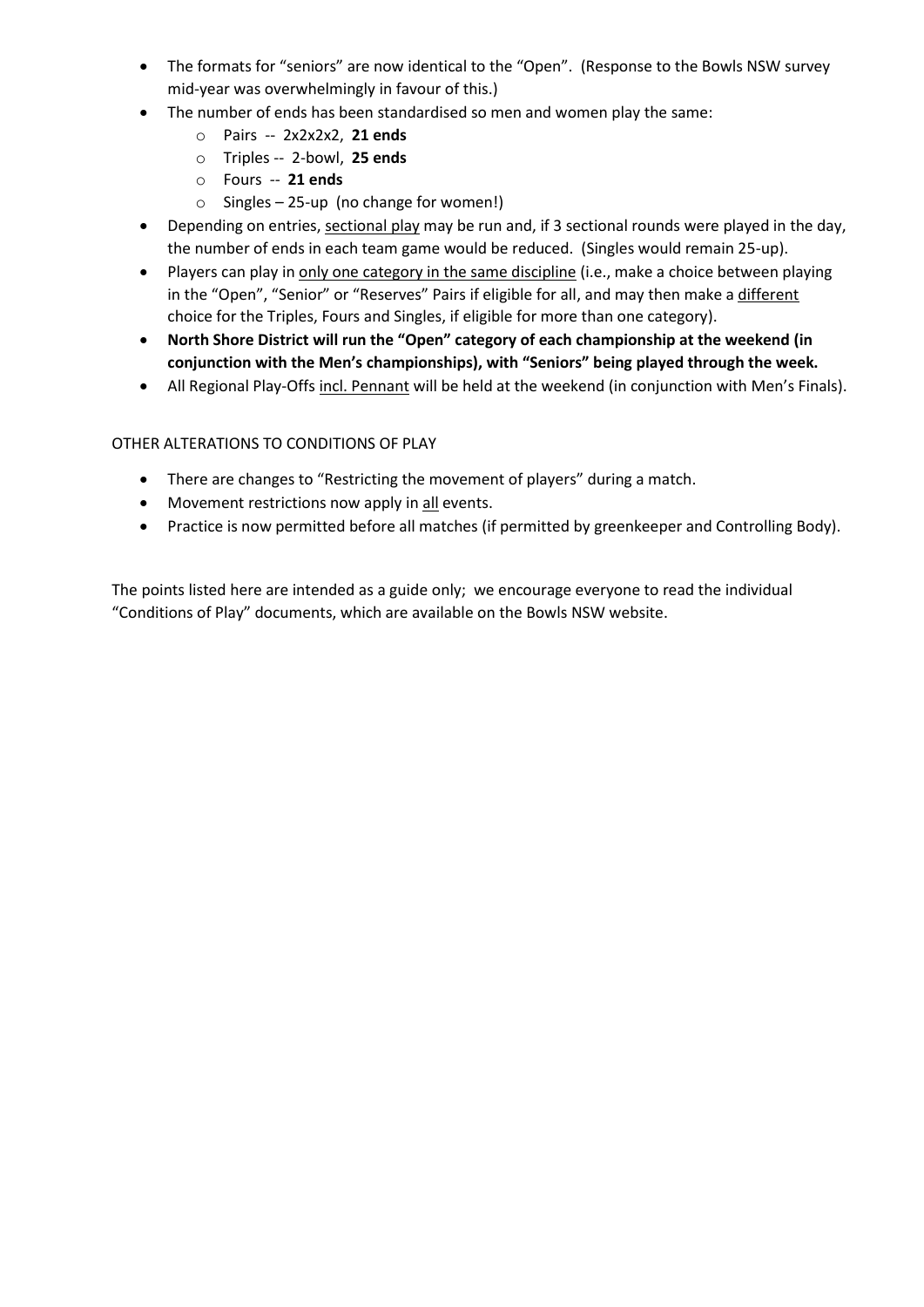- The formats for "seniors" are now identical to the "Open". (Response to the Bowls NSW survey mid-year was overwhelmingly in favour of this.)
- The number of ends has been standardised so men and women play the same:
  - Pairs -- 2x2x2x2, **21 ends**
  - Triples -- 2-bowl, **25 ends**
  - Fours -- **21 ends**
  - Singles – 25-up (no change for women!)
- Depending on entries, sectional play may be run and, if 3 sectional rounds were played in the day, the number of ends in each team game would be reduced. (Singles would remain 25-up).
- Players can play in only one category in the same discipline (i.e., make a choice between playing in the "Open", "Senior" or "Reserves" Pairs if eligible for all, and may then make a different choice for the Triples, Fours and Singles, if eligible for more than one category).
- **North Shore District will run the "Open" category of each championship at the weekend (in conjunction with the Men's championships), with "Seniors" being played through the week.**
- All Regional Play-Offs incl. Pennant will be held at the weekend (in conjunction with Men's Finals).

OTHER ALTERATIONS TO CONDITIONS OF PLAY

- There are changes to "Restricting the movement of players" during a match.
- Movement restrictions now apply in all events.
- Practice is now permitted before all matches (if permitted by greenkeeper and Controlling Body).

The points listed here are intended as a guide only; we encourage everyone to read the individual "Conditions of Play" documents, which are available on the Bowls NSW website.